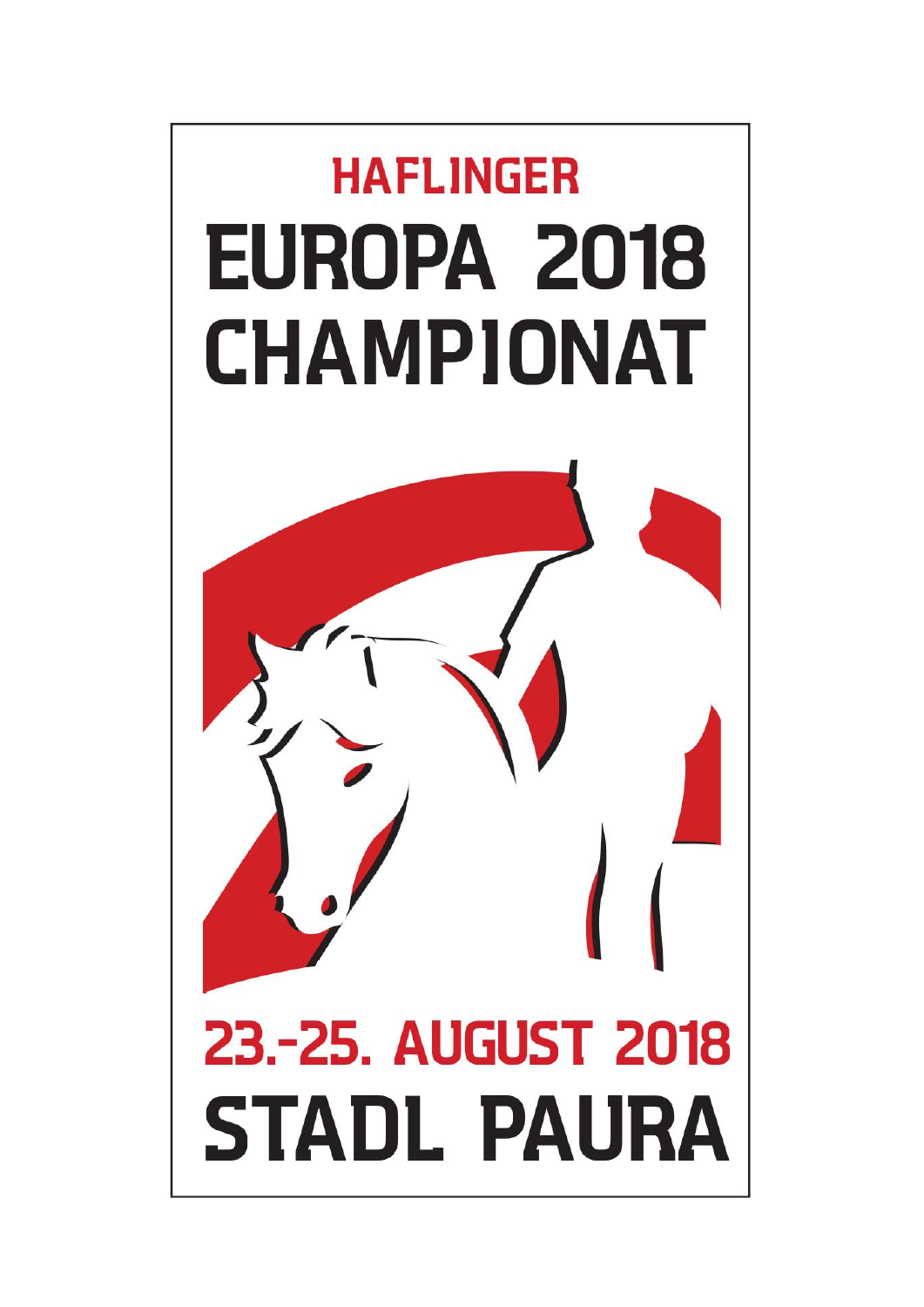# HAFLINGER

# EUROPA 2018 CHAMPIONAT

## 23.-25. AUGUST 2018

## STADL PAURA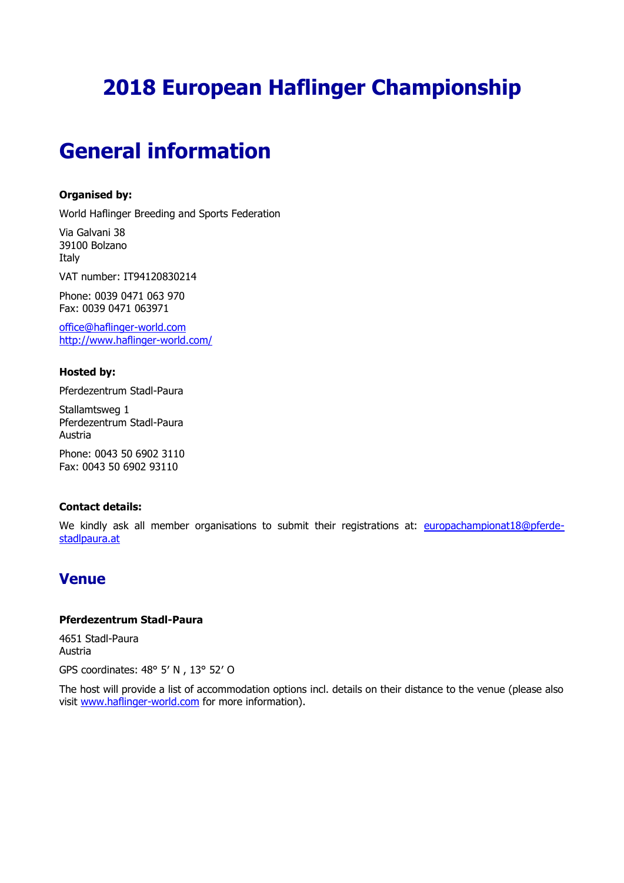# 2018 European Haflinger Championship

# General information

**Organised by:**

World Haflinger Breeding and Sports Federation

Via Galvani 38
39100 Bolzano
Italy

VAT number: IT94120830214

Phone: 0039 0471 063 970
Fax: 0039 0471 063971

office@haflinger-world.com
http://www.haflinger-world.com/

**Hosted by:**

Pferdezentrum Stadl-Paura

Stallamtsweg 1
Pferdezentrum Stadl-Paura
Austria

Phone: 0043 50 6902 3110
Fax: 0043 50 6902 93110

**Contact details:**

We kindly ask all member organisations to submit their registrations at: europachampionat18@pferde-stadlpaura.at

## Venue

**Pferdezentrum Stadl-Paura**

4651 Stadl-Paura
Austria

GPS coordinates: 48° 5′ N , 13° 52′ O

The host will provide a list of accommodation options incl. details on their distance to the venue (please also visit www.haflinger-world.com for more information).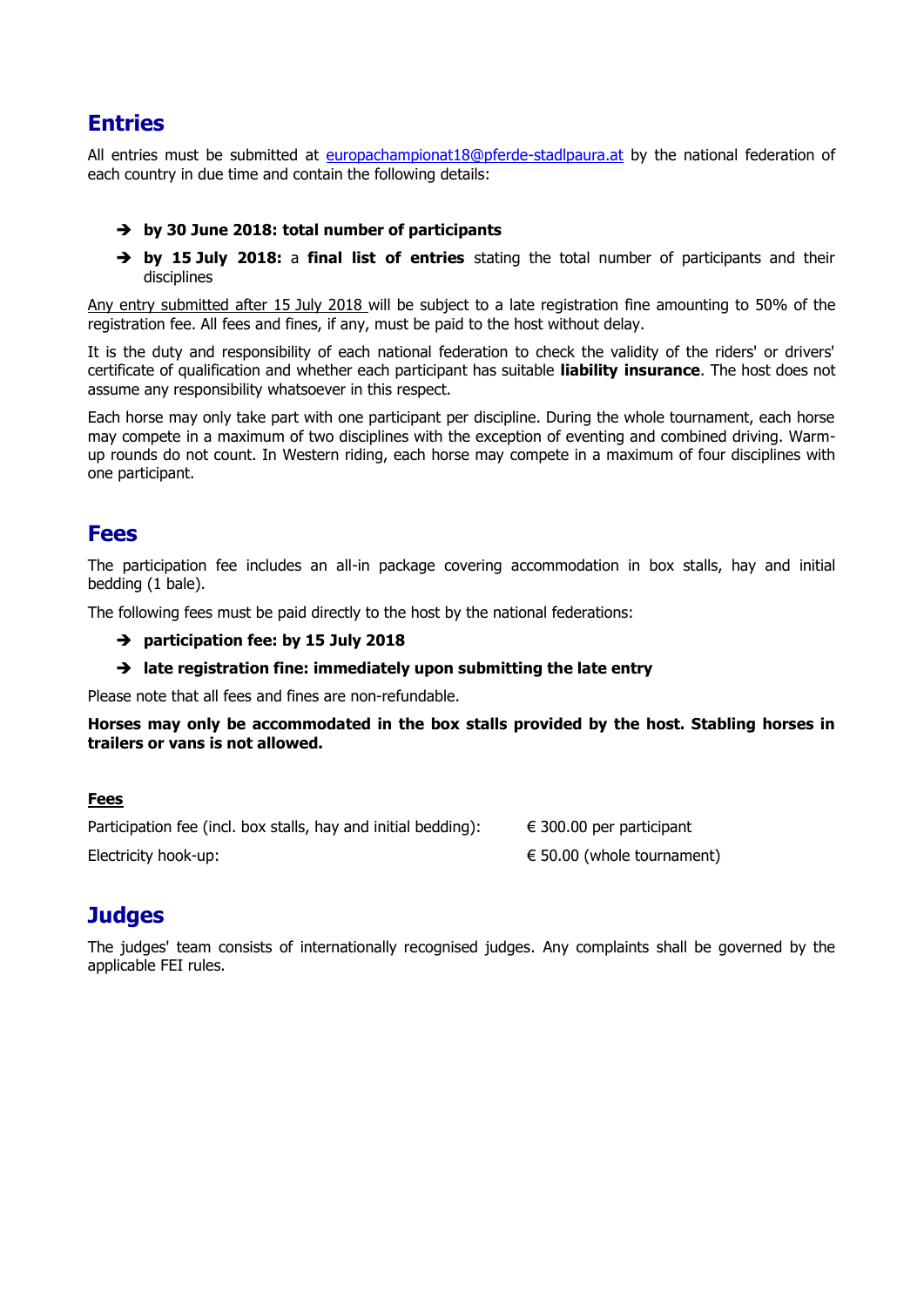## Entries

All entries must be submitted at europachampionat18@pferde-stadlpaura.at by the national federation of each country in due time and contain the following details:

- ➔ **by 30 June 2018: total number of participants**
- ➔ **by 15 July 2018:** a **final list of entries** stating the total number of participants and their disciplines

Any entry submitted after 15 July 2018 will be subject to a late registration fine amounting to 50% of the registration fee. All fees and fines, if any, must be paid to the host without delay.

It is the duty and responsibility of each national federation to check the validity of the riders' or drivers' certificate of qualification and whether each participant has suitable **liability insurance**. The host does not assume any responsibility whatsoever in this respect.

Each horse may only take part with one participant per discipline. During the whole tournament, each horse may compete in a maximum of two disciplines with the exception of eventing and combined driving. Warm-up rounds do not count. In Western riding, each horse may compete in a maximum of four disciplines with one participant.

## Fees

The participation fee includes an all-in package covering accommodation in box stalls, hay and initial bedding (1 bale).

The following fees must be paid directly to the host by the national federations:

- ➔ **participation fee: by 15 July 2018**
- ➔ **late registration fine: immediately upon submitting the late entry**

Please note that all fees and fines are non-refundable.

**Horses may only be accommodated in the box stalls provided by the host. Stabling horses in trailers or vans is not allowed.**

**Fees**

| | |
|---|---|
| Participation fee (incl. box stalls, hay and initial bedding): | € 300.00 per participant |
| Electricity hook-up: | € 50.00 (whole tournament) |

## Judges

The judges' team consists of internationally recognised judges. Any complaints shall be governed by the applicable FEI rules.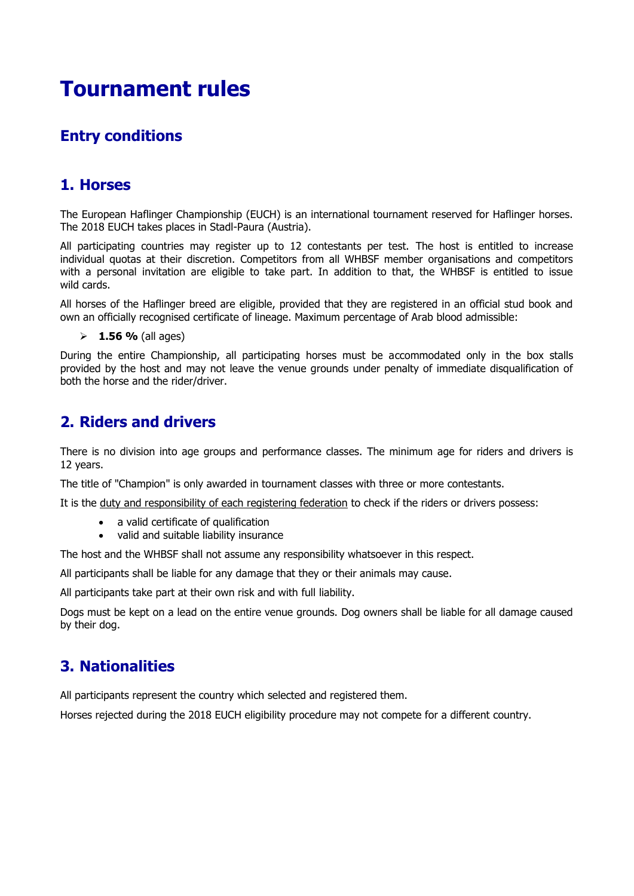# Tournament rules

## Entry conditions

## 1. Horses

The European Haflinger Championship (EUCH) is an international tournament reserved for Haflinger horses. The 2018 EUCH takes places in Stadl-Paura (Austria).

All participating countries may register up to 12 contestants per test. The host is entitled to increase individual quotas at their discretion. Competitors from all WHBSF member organisations and competitors with a personal invitation are eligible to take part. In addition to that, the WHBSF is entitled to issue wild cards.

All horses of the Haflinger breed are eligible, provided that they are registered in an official stud book and own an officially recognised certificate of lineage. Maximum percentage of Arab blood admissible:

- **1.56 %** (all ages)

During the entire Championship, all participating horses must be accommodated only in the box stalls provided by the host and may not leave the venue grounds under penalty of immediate disqualification of both the horse and the rider/driver.

## 2. Riders and drivers

There is no division into age groups and performance classes. The minimum age for riders and drivers is 12 years.

The title of "Champion" is only awarded in tournament classes with three or more contestants.

It is the duty and responsibility of each registering federation to check if the riders or drivers possess:

- a valid certificate of qualification
- valid and suitable liability insurance

The host and the WHBSF shall not assume any responsibility whatsoever in this respect.

All participants shall be liable for any damage that they or their animals may cause.

All participants take part at their own risk and with full liability.

Dogs must be kept on a lead on the entire venue grounds. Dog owners shall be liable for all damage caused by their dog.

## 3. Nationalities

All participants represent the country which selected and registered them.

Horses rejected during the 2018 EUCH eligibility procedure may not compete for a different country.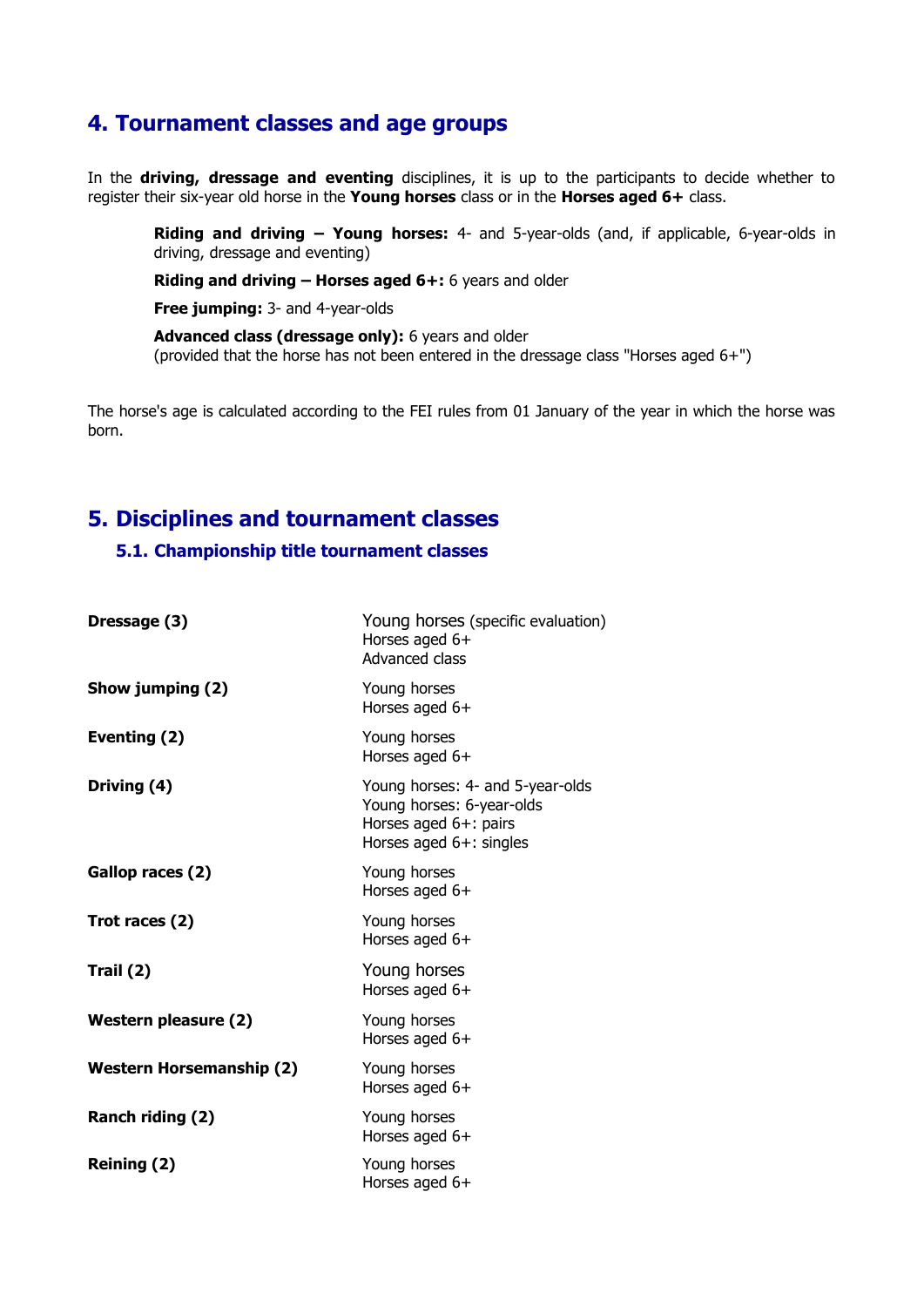## 4. Tournament classes and age groups

In the **driving, dressage and eventing** disciplines, it is up to the participants to decide whether to register their six-year old horse in the **Young horses** class or in the **Horses aged 6+** class.

> **Riding and driving – Young horses:** 4- and 5-year-olds (and, if applicable, 6-year-olds in driving, dressage and eventing)
>
> **Riding and driving – Horses aged 6+:** 6 years and older
>
> **Free jumping:** 3- and 4-year-olds
>
> **Advanced class (dressage only):** 6 years and older
> (provided that the horse has not been entered in the dressage class "Horses aged 6+")

The horse's age is calculated according to the FEI rules from 01 January of the year in which the horse was born.

## 5. Disciplines and tournament classes

### 5.1. Championship title tournament classes

| | |
|---|---|
| **Dressage (3)** | Young horses (specific evaluation)<br>Horses aged 6+<br>Advanced class |
| **Show jumping (2)** | Young horses<br>Horses aged 6+ |
| **Eventing (2)** | Young horses<br>Horses aged 6+ |
| **Driving (4)** | Young horses: 4- and 5-year-olds<br>Young horses: 6-year-olds<br>Horses aged 6+: pairs<br>Horses aged 6+: singles |
| **Gallop races (2)** | Young horses<br>Horses aged 6+ |
| **Trot races (2)** | Young horses<br>Horses aged 6+ |
| **Trail (2)** | Young horses<br>Horses aged 6+ |
| **Western pleasure (2)** | Young horses<br>Horses aged 6+ |
| **Western Horsemanship (2)** | Young horses<br>Horses aged 6+ |
| **Ranch riding (2)** | Young horses<br>Horses aged 6+ |
| **Reining (2)** | Young horses<br>Horses aged 6+ |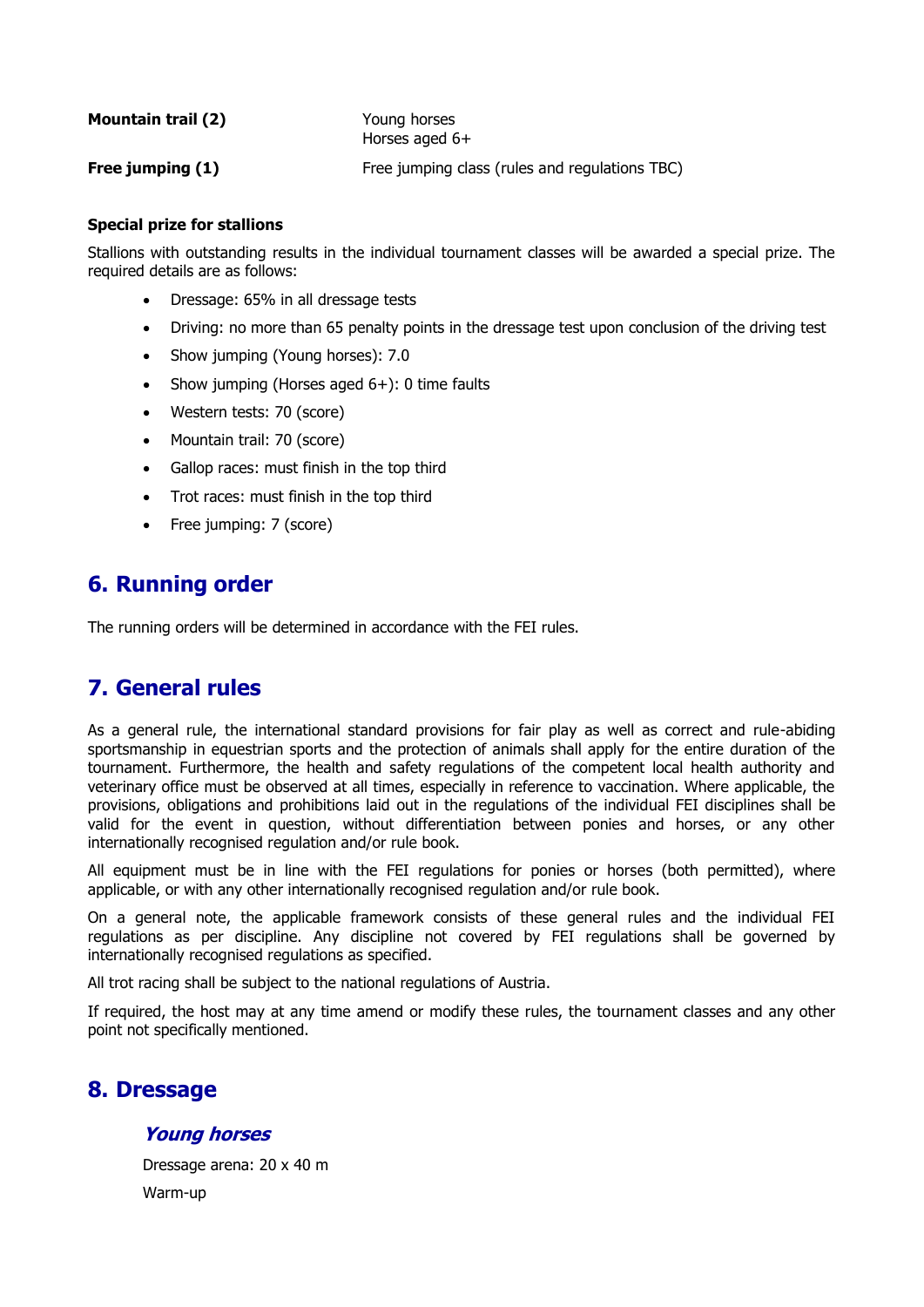| | |
|---|---|
| **Mountain trail (2)** | Young horses<br>Horses aged 6+ |
| **Free jumping (1)** | Free jumping class (rules and regulations TBC) |

**Special prize for stallions**

Stallions with outstanding results in the individual tournament classes will be awarded a special prize. The required details are as follows:

- Dressage: 65% in all dressage tests
- Driving: no more than 65 penalty points in the dressage test upon conclusion of the driving test
- Show jumping (Young horses): 7.0
- Show jumping (Horses aged 6+): 0 time faults
- Western tests: 70 (score)
- Mountain trail: 70 (score)
- Gallop races: must finish in the top third
- Trot races: must finish in the top third
- Free jumping: 7 (score)

## 6. Running order

The running orders will be determined in accordance with the FEI rules.

## 7. General rules

As a general rule, the international standard provisions for fair play as well as correct and rule-abiding sportsmanship in equestrian sports and the protection of animals shall apply for the entire duration of the tournament. Furthermore, the health and safety regulations of the competent local health authority and veterinary office must be observed at all times, especially in reference to vaccination. Where applicable, the provisions, obligations and prohibitions laid out in the regulations of the individual FEI disciplines shall be valid for the event in question, without differentiation between ponies and horses, or any other internationally recognised regulation and/or rule book.

All equipment must be in line with the FEI regulations for ponies or horses (both permitted), where applicable, or with any other internationally recognised regulation and/or rule book.

On a general note, the applicable framework consists of these general rules and the individual FEI regulations as per discipline. Any discipline not covered by FEI regulations shall be governed by internationally recognised regulations as specified.

All trot racing shall be subject to the national regulations of Austria.

If required, the host may at any time amend or modify these rules, the tournament classes and any other point not specifically mentioned.

## 8. Dressage

### *Young horses*

Dressage arena: 20 x 40 m

Warm-up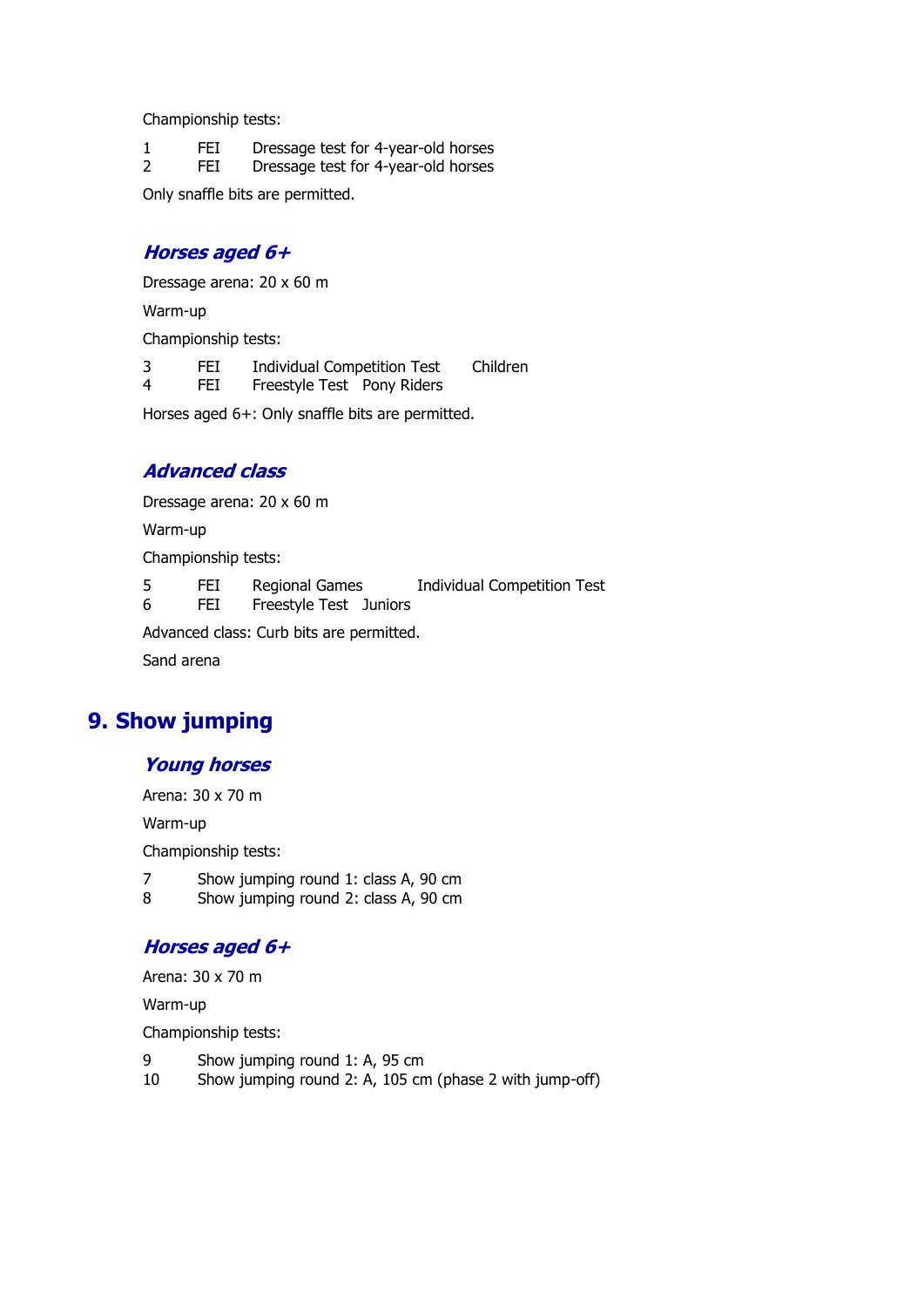Championship tests:

| | | |
|---|---|---|
| 1 | FEI | Dressage test for 4-year-old horses |
| 2 | FEI | Dressage test for 4-year-old horses |

Only snaffle bits are permitted.

### *Horses aged 6+*

Dressage arena: 20 x 60 m

Warm-up

Championship tests:

| | | | |
|---|---|---|---|
| 3 | FEI | Individual Competition Test | Children |
| 4 | FEI | Freestyle Test | Pony Riders |

Horses aged 6+: Only snaffle bits are permitted.

### *Advanced class*

Dressage arena: 20 x 60 m

Warm-up

Championship tests:

| | | | |
|---|---|---|---|
| 5 | FEI | Regional Games | Individual Competition Test |
| 6 | FEI | Freestyle Test | Juniors |

Advanced class: Curb bits are permitted.

Sand arena

## 9. Show jumping

### *Young horses*

Arena: 30 x 70 m

Warm-up

Championship tests:

| | |
|---|---|
| 7 | Show jumping round 1: class A, 90 cm |
| 8 | Show jumping round 2: class A, 90 cm |

### *Horses aged 6+*

Arena: 30 x 70 m

Warm-up

Championship tests:

| | |
|---|---|
| 9 | Show jumping round 1: A, 95 cm |
| 10 | Show jumping round 2: A, 105 cm (phase 2 with jump-off) |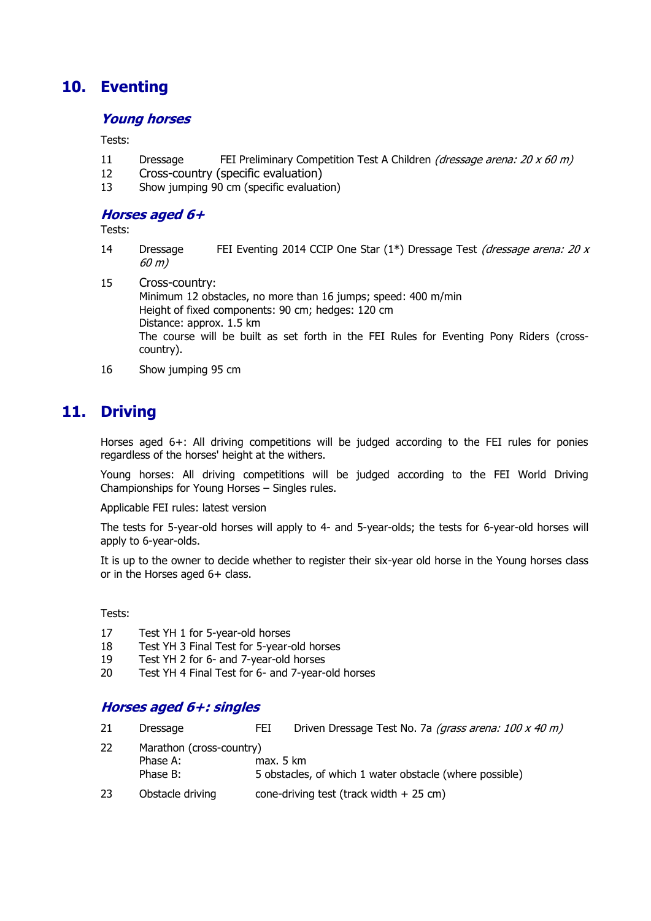## 10. Eventing

### *Young horses*

Tests:

11 Dressage FEI Preliminary Competition Test A Children *(dressage arena: 20 x 60 m)*
12 Cross-country (specific evaluation)
13 Show jumping 90 cm (specific evaluation)

### *Horses aged 6+*

Tests:

14 Dressage FEI Eventing 2014 CCIP One Star (1*) Dressage Test *(dressage arena: 20 x 60 m)*

15 Cross-country:
Minimum 12 obstacles, no more than 16 jumps; speed: 400 m/min
Height of fixed components: 90 cm; hedges: 120 cm
Distance: approx. 1.5 km
The course will be built as set forth in the FEI Rules for Eventing Pony Riders (cross-country).

16 Show jumping 95 cm

## 11. Driving

Horses aged 6+: All driving competitions will be judged according to the FEI rules for ponies regardless of the horses' height at the withers.

Young horses: All driving competitions will be judged according to the FEI World Driving Championships for Young Horses – Singles rules.

Applicable FEI rules: latest version

The tests for 5-year-old horses will apply to 4- and 5-year-olds; the tests for 6-year-old horses will apply to 6-year-olds.

It is up to the owner to decide whether to register their six-year old horse in the Young horses class or in the Horses aged 6+ class.

Tests:

17 Test YH 1 for 5-year-old horses
18 Test YH 3 Final Test for 5-year-old horses
19 Test YH 2 for 6- and 7-year-old horses
20 Test YH 4 Final Test for 6- and 7-year-old horses

### *Horses aged 6+: singles*

21 Dressage FEI Driven Dressage Test No. 7a *(grass arena: 100 x 40 m)*

22 Marathon (cross-country)
Phase A: max. 5 km
Phase B: 5 obstacles, of which 1 water obstacle (where possible)

23 Obstacle driving cone-driving test (track width + 25 cm)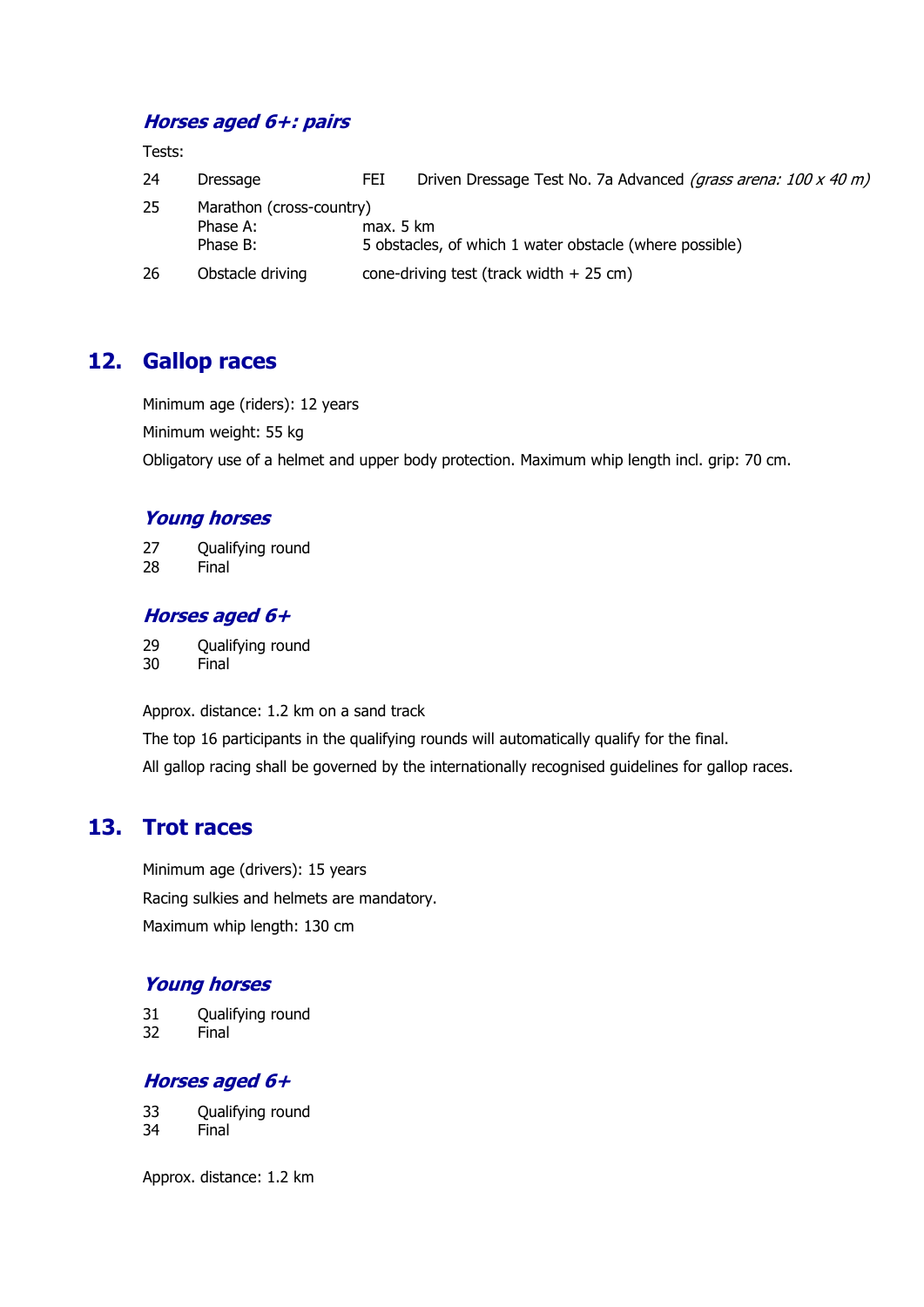### *Horses aged 6+: pairs*

Tests:

| | | | |
|---|---|---|---|
| 24 | Dressage | FEI | Driven Dressage Test No. 7a Advanced *(grass arena: 100 x 40 m)* |
| 25 | Marathon (cross-country) | | |
| | Phase A: | max. 5 km | |
| | Phase B: | 5 obstacles, of which 1 water obstacle (where possible) | |
| 26 | Obstacle driving | cone-driving test (track width + 25 cm) | |

## 12. Gallop races

Minimum age (riders): 12 years

Minimum weight: 55 kg

Obligatory use of a helmet and upper body protection. Maximum whip length incl. grip: 70 cm.

### *Young horses*

27 Qualifying round
28 Final

### *Horses aged 6+*

29 Qualifying round
30 Final

Approx. distance: 1.2 km on a sand track

The top 16 participants in the qualifying rounds will automatically qualify for the final.

All gallop racing shall be governed by the internationally recognised guidelines for gallop races.

## 13. Trot races

Minimum age (drivers): 15 years

Racing sulkies and helmets are mandatory.

Maximum whip length: 130 cm

### *Young horses*

31 Qualifying round
32 Final

### *Horses aged 6+*

33 Qualifying round
34 Final

Approx. distance: 1.2 km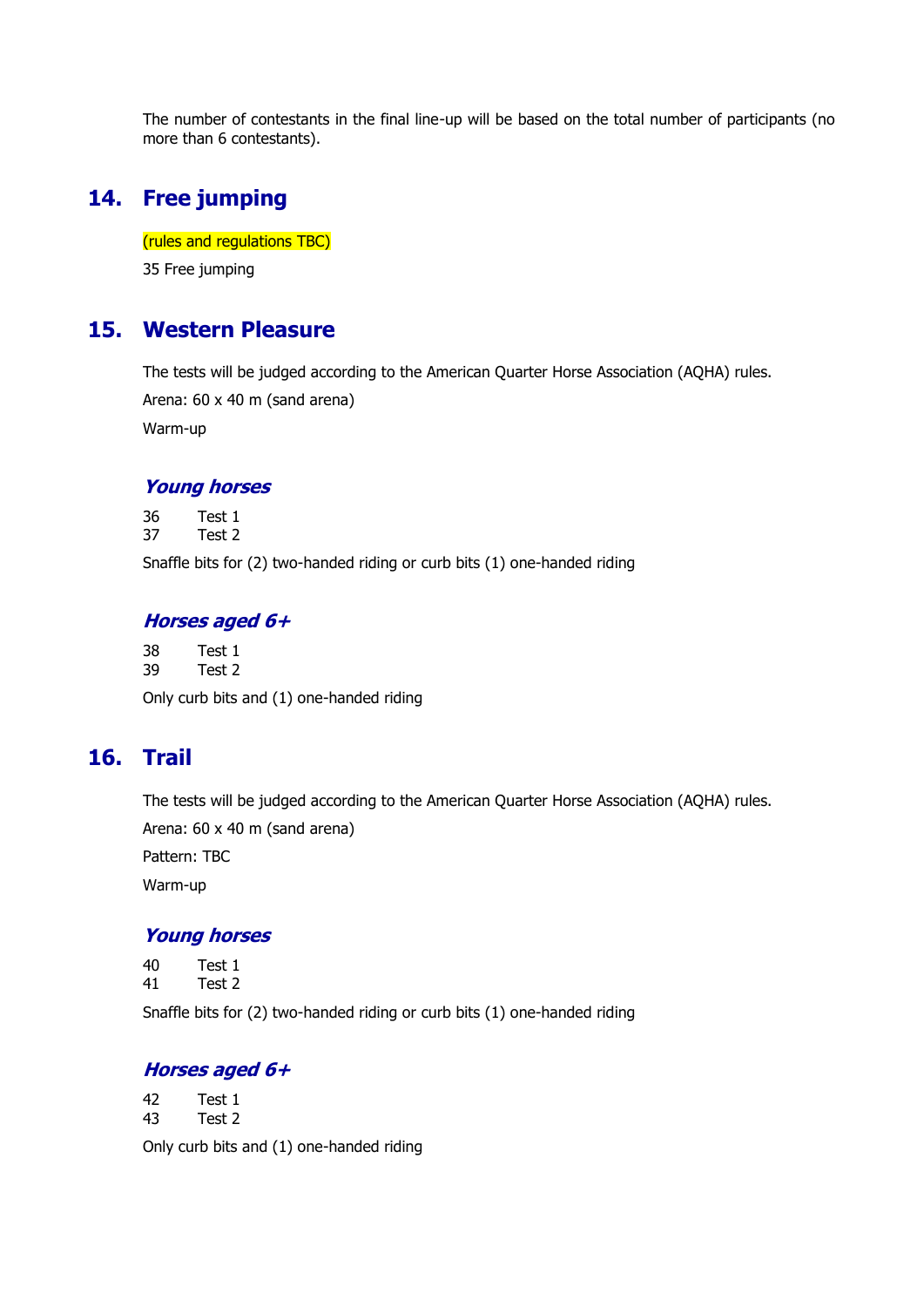The number of contestants in the final line-up will be based on the total number of participants (no more than 6 contestants).

## 14. Free jumping

(rules and regulations TBC)

35 Free jumping

## 15. Western Pleasure

The tests will be judged according to the American Quarter Horse Association (AQHA) rules.

Arena: 60 x 40 m (sand arena)

Warm-up

### *Young horses*

36 Test 1
37 Test 2

Snaffle bits for (2) two-handed riding or curb bits (1) one-handed riding

### *Horses aged 6+*

38 Test 1
39 Test 2

Only curb bits and (1) one-handed riding

## 16. Trail

The tests will be judged according to the American Quarter Horse Association (AQHA) rules.

Arena: 60 x 40 m (sand arena)

Pattern: TBC

Warm-up

### *Young horses*

40 Test 1
41 Test 2

Snaffle bits for (2) two-handed riding or curb bits (1) one-handed riding

### *Horses aged 6+*

42 Test 1
43 Test 2

Only curb bits and (1) one-handed riding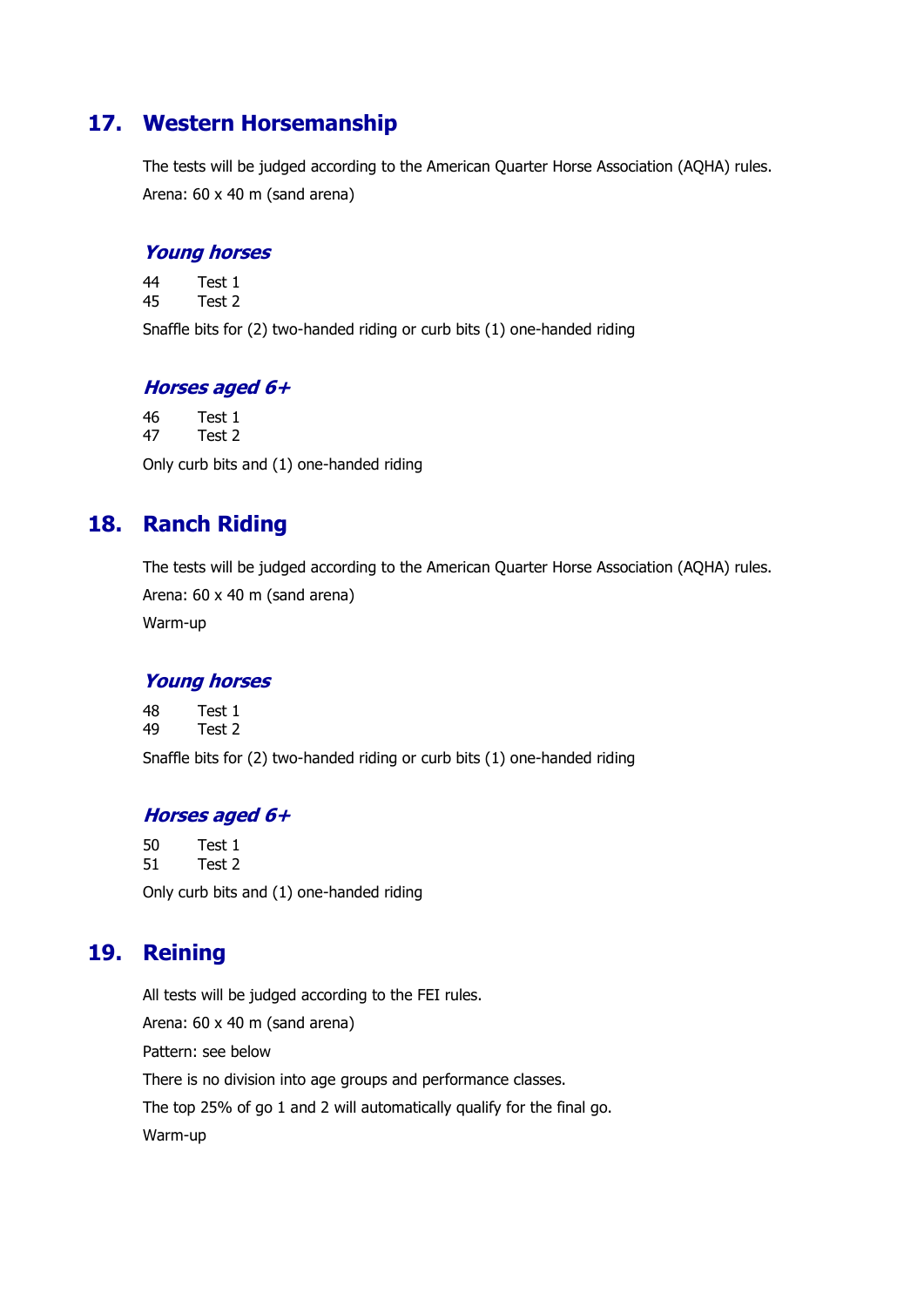## 17. Western Horsemanship

The tests will be judged according to the American Quarter Horse Association (AQHA) rules.

Arena: 60 x 40 m (sand arena)

### *Young horses*

44 Test 1
45 Test 2

Snaffle bits for (2) two-handed riding or curb bits (1) one-handed riding

### *Horses aged 6+*

46 Test 1
47 Test 2

Only curb bits and (1) one-handed riding

## 18. Ranch Riding

The tests will be judged according to the American Quarter Horse Association (AQHA) rules.

Arena: 60 x 40 m (sand arena)

Warm-up

### *Young horses*

48 Test 1
49 Test 2

Snaffle bits for (2) two-handed riding or curb bits (1) one-handed riding

### *Horses aged 6+*

50 Test 1
51 Test 2

Only curb bits and (1) one-handed riding

## 19. Reining

All tests will be judged according to the FEI rules.

Arena: 60 x 40 m (sand arena)

Pattern: see below

There is no division into age groups and performance classes.

The top 25% of go 1 and 2 will automatically qualify for the final go.

Warm-up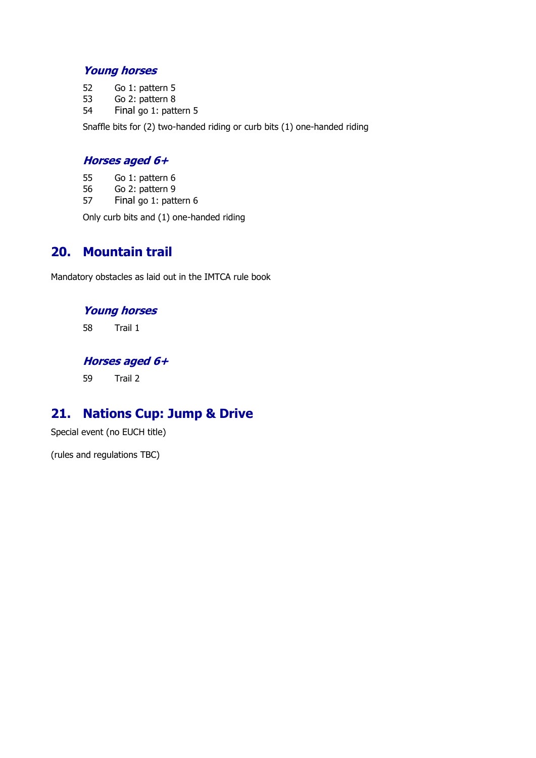### *Young horses*

52 Go 1: pattern 5
53 Go 2: pattern 8
54 Final go 1: pattern 5

Snaffle bits for (2) two-handed riding or curb bits (1) one-handed riding

### *Horses aged 6+*

55 Go 1: pattern 6
56 Go 2: pattern 9
57 Final go 1: pattern 6

Only curb bits and (1) one-handed riding

## 20. Mountain trail

Mandatory obstacles as laid out in the IMTCA rule book

### *Young horses*

58 Trail 1

### *Horses aged 6+*

59 Trail 2

## 21. Nations Cup: Jump & Drive

Special event (no EUCH title)

(rules and regulations TBC)